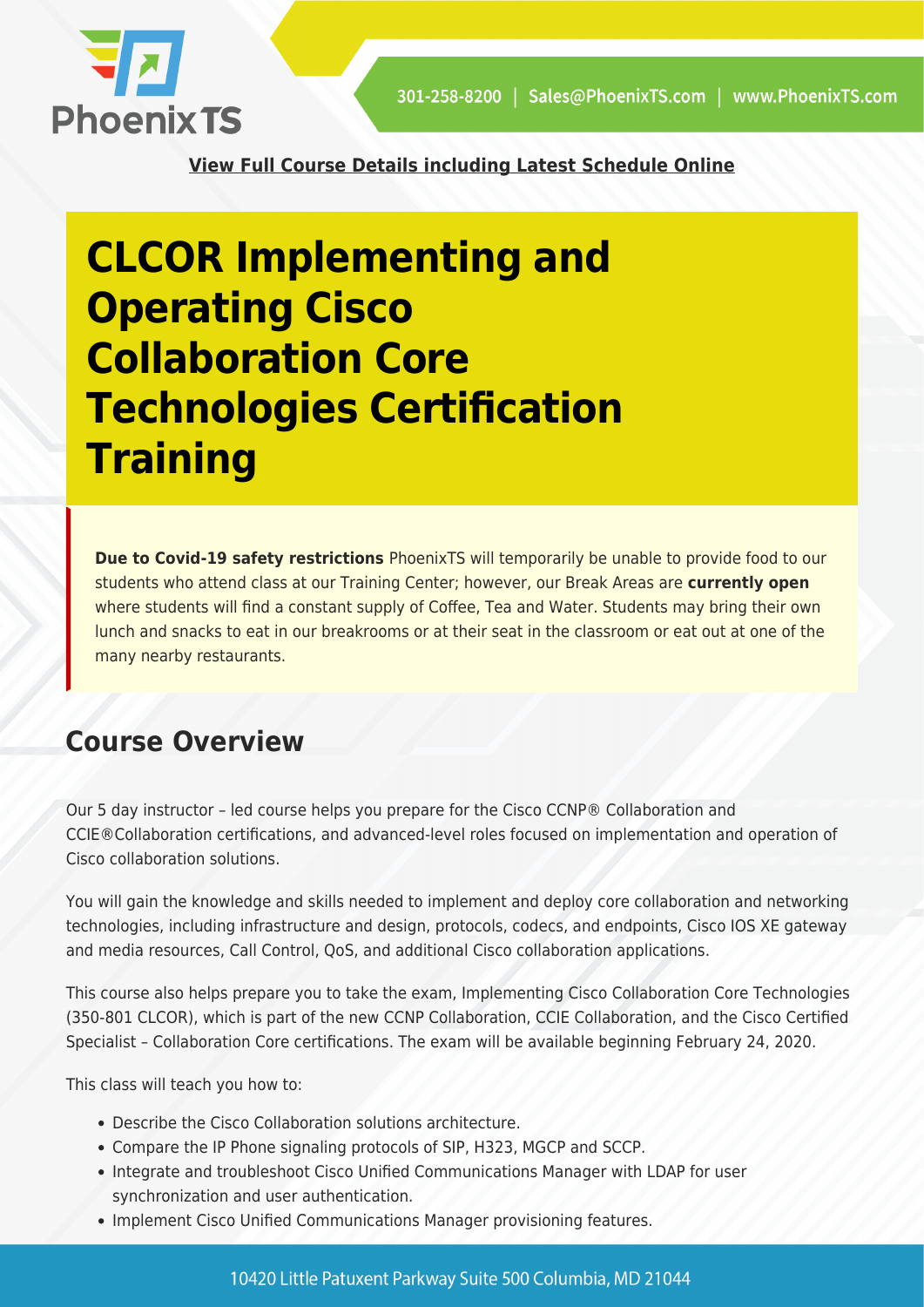**View Full Course Details including Latest Schedule Online**

# CLCOR Implementing and Operating Cisco Collaboration Core Technologies Certification Training

**Due to Covid-19 safety restrictions** PhoenixTS will temporarily be unable to provide food to our students who attend class at our Training Center; however, our Break Areas are **currently open** where students will find a constant supply of Coffee, Tea and Water. Students may bring their own lunch and snacks to eat in our breakrooms or at their seat in the classroom or eat out at one of the many nearby restaurants.

## Course Overview

Our 5 day instructor – led course helps you prepare for the Cisco CCNP® Collaboration and CCIE®Collaboration certifications, and advanced-level roles focused on implementation and operation of Cisco collaboration solutions.

You will gain the knowledge and skills needed to implement and deploy core collaboration and networking technologies, including infrastructure and design, protocols, codecs, and endpoints, Cisco IOS XE gateway and media resources, Call Control, QoS, and additional Cisco collaboration applications.

This course also helps prepare you to take the exam, Implementing Cisco Collaboration Core Technologies (350-801 CLCOR), which is part of the new CCNP Collaboration, CCIE Collaboration, and the Cisco Certified Specialist – Collaboration Core certifications. The exam will be available beginning February 24, 2020.

This class will teach you how to:

- Describe the Cisco Collaboration solutions architecture.
- Compare the IP Phone signaling protocols of SIP, H323, MGCP and SCCP.
- Integrate and troubleshoot Cisco Unified Communications Manager with LDAP for user synchronization and user authentication.
- Implement Cisco Unified Communications Manager provisioning features.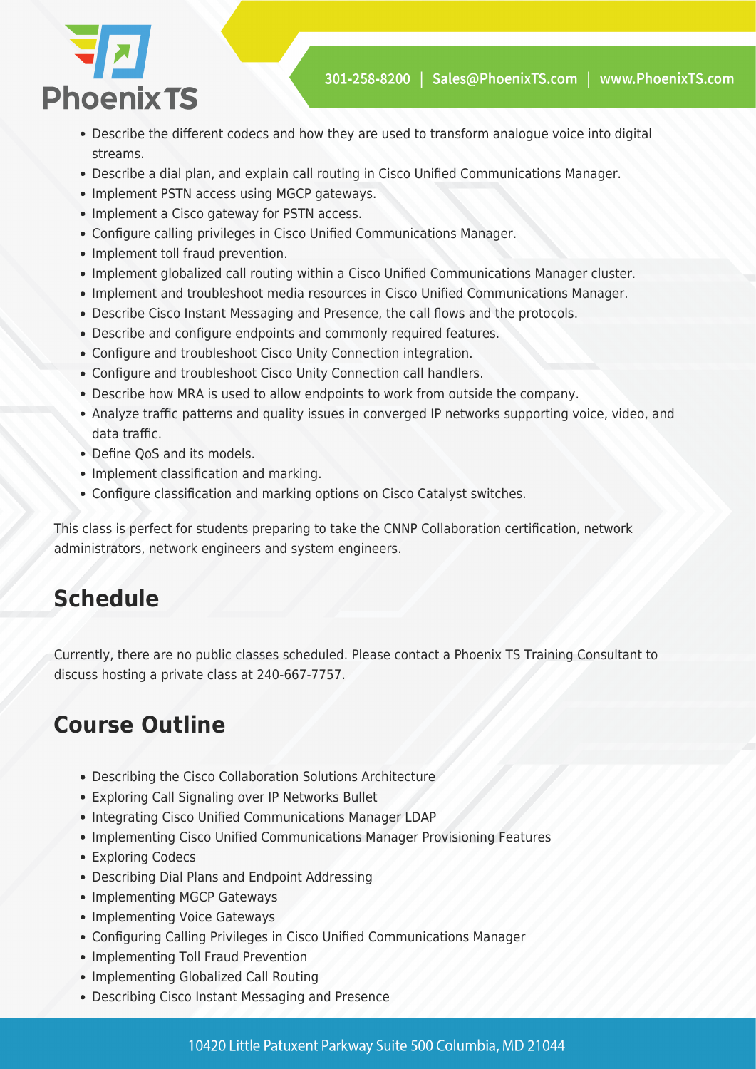- Describe the different codecs and how they are used to transform analogue voice into digital streams.
- Describe a dial plan, and explain call routing in Cisco Unified Communications Manager.
- Implement PSTN access using MGCP gateways.
- Implement a Cisco gateway for PSTN access.
- Configure calling privileges in Cisco Unified Communications Manager.
- Implement toll fraud prevention.
- Implement globalized call routing within a Cisco Unified Communications Manager cluster.
- Implement and troubleshoot media resources in Cisco Unified Communications Manager.
- Describe Cisco Instant Messaging and Presence, the call flows and the protocols.
- Describe and configure endpoints and commonly required features.
- Configure and troubleshoot Cisco Unity Connection integration.
- Configure and troubleshoot Cisco Unity Connection call handlers.
- Describe how MRA is used to allow endpoints to work from outside the company.
- Analyze traffic patterns and quality issues in converged IP networks supporting voice, video, and data traffic.
- Define QoS and its models.
- Implement classification and marking.
- Configure classification and marking options on Cisco Catalyst switches.

This class is perfect for students preparing to take the CNNP Collaboration certification, network administrators, network engineers and system engineers.

## Schedule

Currently, there are no public classes scheduled. Please contact a Phoenix TS Training Consultant to discuss hosting a private class at 240-667-7757.

## Course Outline

- Describing the Cisco Collaboration Solutions Architecture
- Exploring Call Signaling over IP Networks Bullet
- Integrating Cisco Unified Communications Manager LDAP
- Implementing Cisco Unified Communications Manager Provisioning Features
- Exploring Codecs
- Describing Dial Plans and Endpoint Addressing
- Implementing MGCP Gateways
- Implementing Voice Gateways
- Configuring Calling Privileges in Cisco Unified Communications Manager
- Implementing Toll Fraud Prevention
- Implementing Globalized Call Routing
- Describing Cisco Instant Messaging and Presence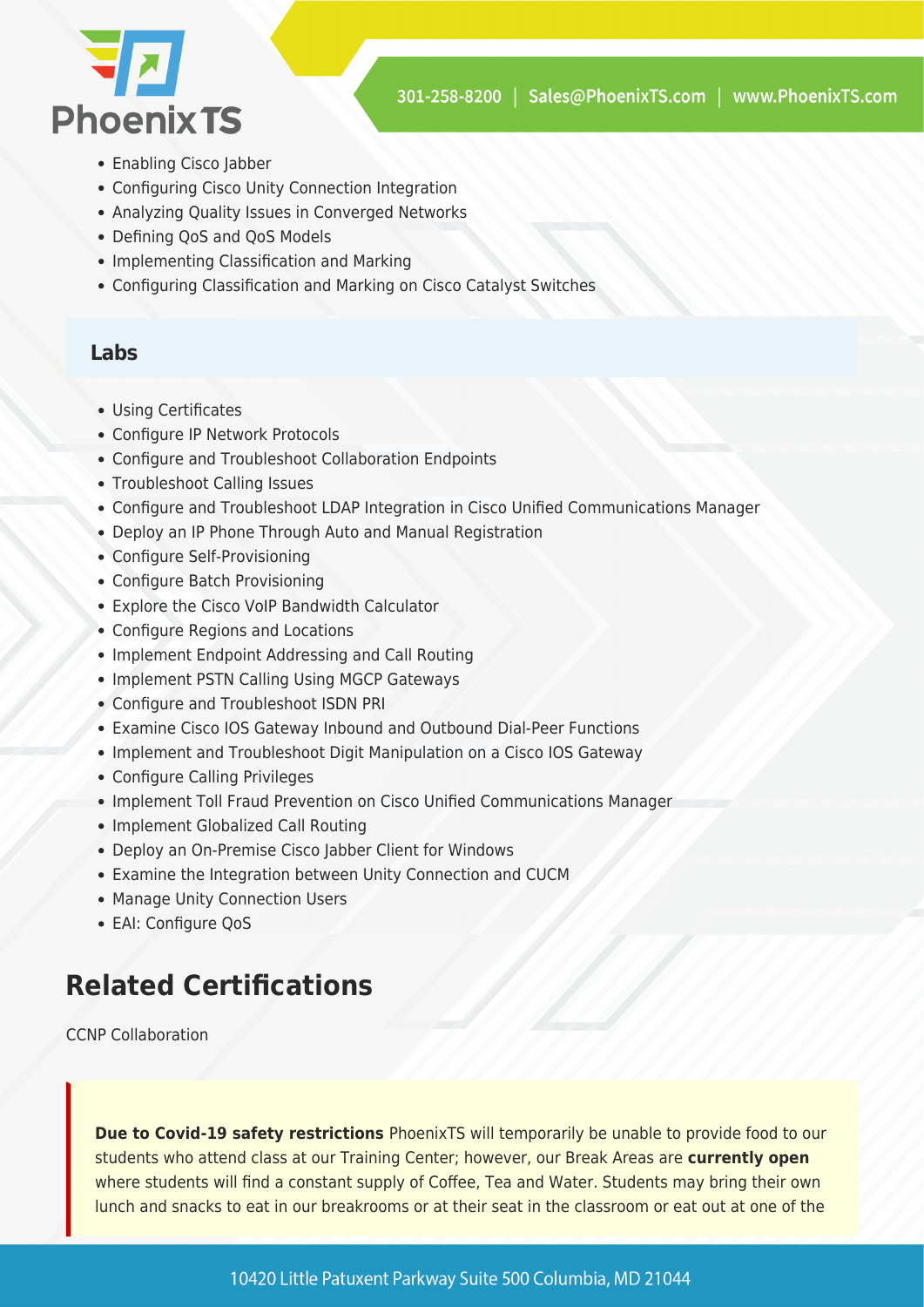- Enabling Cisco Jabber
- Configuring Cisco Unity Connection Integration
- Analyzing Quality Issues in Converged Networks
- Defining QoS and QoS Models
- Implementing Classification and Marking
- Configuring Classification and Marking on Cisco Catalyst Switches

### Labs

- Using Certificates
- Configure IP Network Protocols
- Configure and Troubleshoot Collaboration Endpoints
- Troubleshoot Calling Issues
- Configure and Troubleshoot LDAP Integration in Cisco Unified Communications Manager
- Deploy an IP Phone Through Auto and Manual Registration
- Configure Self-Provisioning
- Configure Batch Provisioning
- Explore the Cisco VoIP Bandwidth Calculator
- Configure Regions and Locations
- Implement Endpoint Addressing and Call Routing
- Implement PSTN Calling Using MGCP Gateways
- Configure and Troubleshoot ISDN PRI
- Examine Cisco IOS Gateway Inbound and Outbound Dial-Peer Functions
- Implement and Troubleshoot Digit Manipulation on a Cisco IOS Gateway
- Configure Calling Privileges
- Implement Toll Fraud Prevention on Cisco Unified Communications Manager
- Implement Globalized Call Routing
- Deploy an On-Premise Cisco Jabber Client for Windows
- Examine the Integration between Unity Connection and CUCM
- Manage Unity Connection Users
- EAI: Configure QoS

## Related Certifications

CCNP Collaboration

**Due to Covid-19 safety restrictions** PhoenixTS will temporarily be unable to provide food to our students who attend class at our Training Center; however, our Break Areas are **currently open** where students will find a constant supply of Coffee, Tea and Water. Students may bring their own lunch and snacks to eat in our breakrooms or at their seat in the classroom or eat out at one of the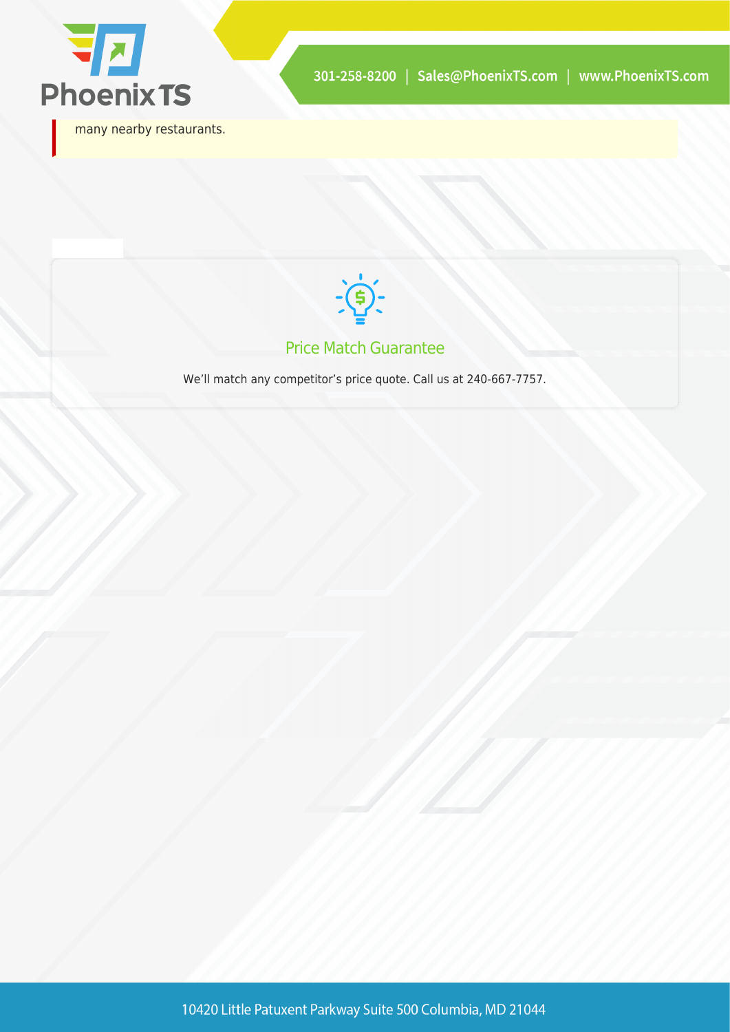many nearby restaurants.

### Price Match Guarantee

We'll match any competitor's price quote. Call us at 240-667-7757.